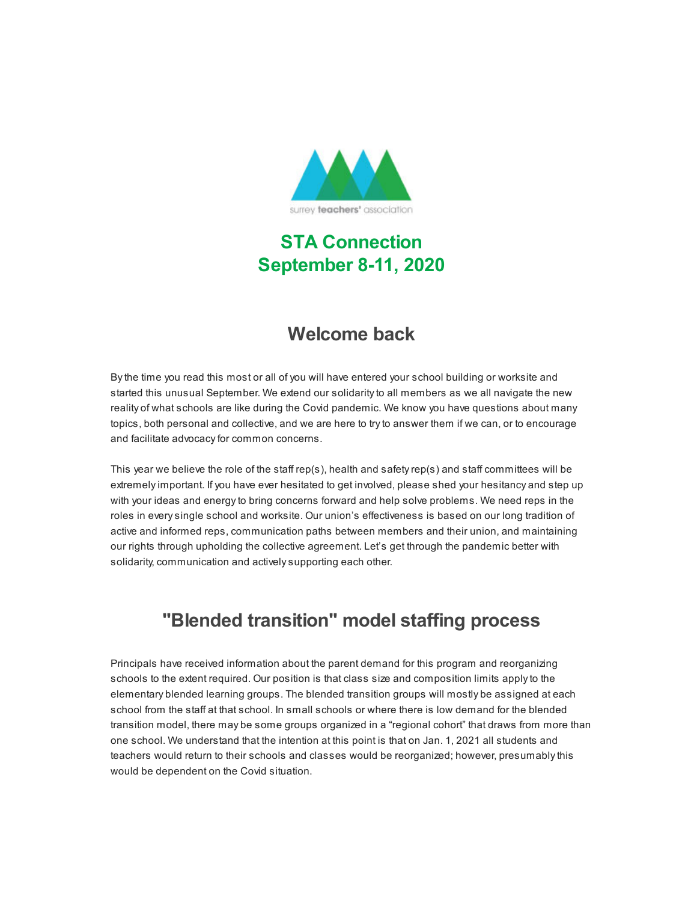surrey teachers' association

# STA Connection
# September 8-11, 2020

## Welcome back

By the time you read this most or all of you will have entered your school building or worksite and started this unusual September. We extend our solidarity to all members as we all navigate the new reality of what schools are like during the Covid pandemic. We know you have questions about many topics, both personal and collective, and we are here to try to answer them if we can, or to encourage and facilitate advocacy for common concerns.

This year we believe the role of the staff rep(s), health and safety rep(s) and staff committees will be extremely important. If you have ever hesitated to get involved, please shed your hesitancy and step up with your ideas and energy to bring concerns forward and help solve problems. We need reps in the roles in every single school and worksite. Our union's effectiveness is based on our long tradition of active and informed reps, communication paths between members and their union, and maintaining our rights through upholding the collective agreement. Let's get through the pandemic better with solidarity, communication and actively supporting each other.

## "Blended transition" model staffing process

Principals have received information about the parent demand for this program and reorganizing schools to the extent required. Our position is that class size and composition limits apply to the elementary blended learning groups. The blended transition groups will mostly be assigned at each school from the staff at that school. In small schools or where there is low demand for the blended transition model, there may be some groups organized in a "regional cohort" that draws from more than one school. We understand that the intention at this point is that on Jan. 1, 2021 all students and teachers would return to their schools and classes would be reorganized; however, presumably this would be dependent on the Covid situation.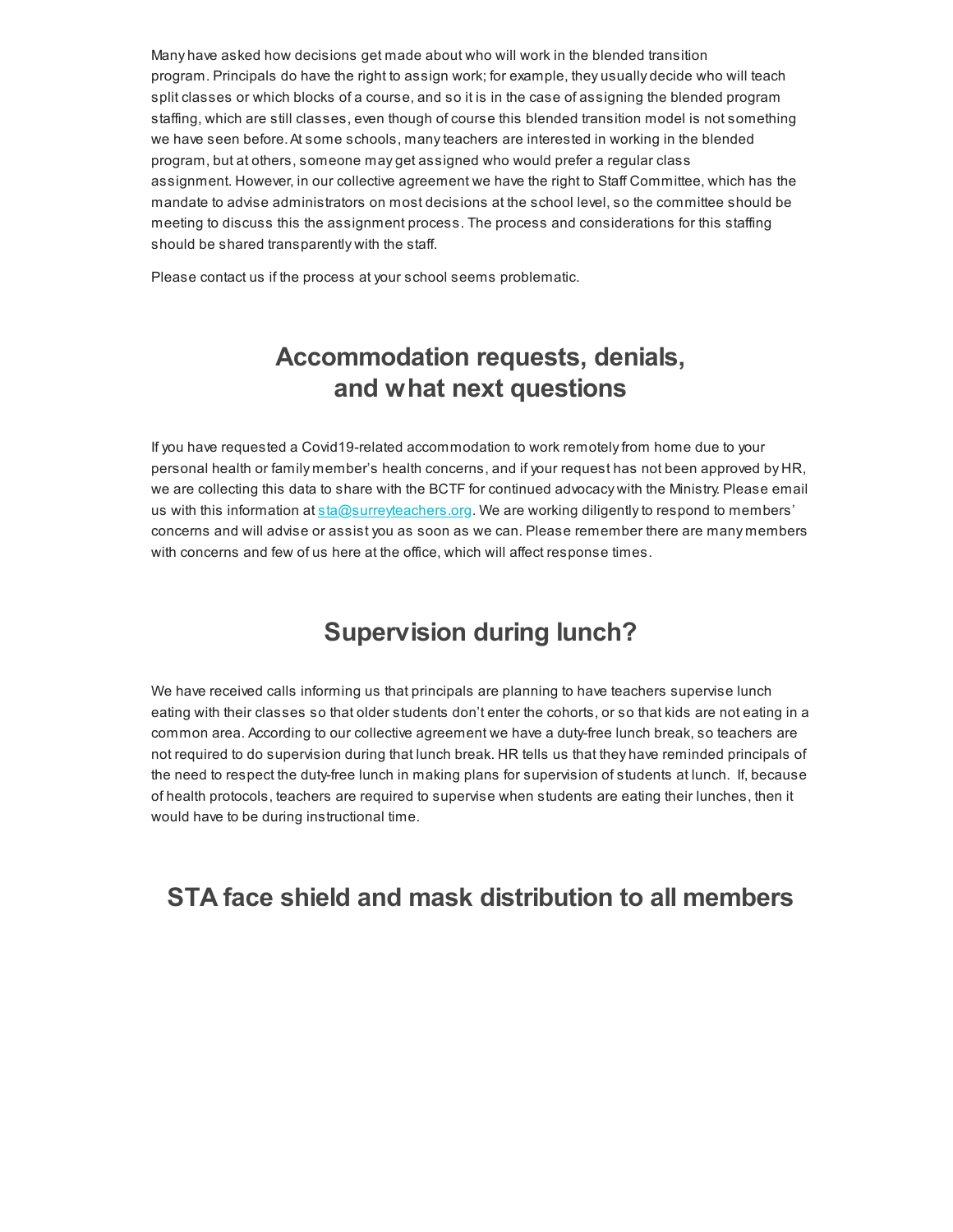Many have asked how decisions get made about who will work in the blended transition program. Principals do have the right to assign work; for example, they usually decide who will teach split classes or which blocks of a course, and so it is in the case of assigning the blended program staffing, which are still classes, even though of course this blended transition model is not something we have seen before. At some schools, many teachers are interested in working in the blended program, but at others, someone may get assigned who would prefer a regular class assignment. However, in our collective agreement we have the right to Staff Committee, which has the mandate to advise administrators on most decisions at the school level, so the committee should be meeting to discuss this the assignment process. The process and considerations for this staffing should be shared transparently with the staff.

Please contact us if the process at your school seems problematic.

## Accommodation requests, denials, and what next questions

If you have requested a Covid19-related accommodation to work remotely from home due to your personal health or family member's health concerns, and if your request has not been approved by HR, we are collecting this data to share with the BCTF for continued advocacy with the Ministry. Please email us with this information at sta@surreyteachers.org. We are working diligently to respond to members' concerns and will advise or assist you as soon as we can. Please remember there are many members with concerns and few of us here at the office, which will affect response times.

## Supervision during lunch?

We have received calls informing us that principals are planning to have teachers supervise lunch eating with their classes so that older students don't enter the cohorts, or so that kids are not eating in a common area. According to our collective agreement we have a duty-free lunch break, so teachers are not required to do supervision during that lunch break. HR tells us that they have reminded principals of the need to respect the duty-free lunch in making plans for supervision of students at lunch. If, because of health protocols, teachers are required to supervise when students are eating their lunches, then it would have to be during instructional time.

## STA face shield and mask distribution to all members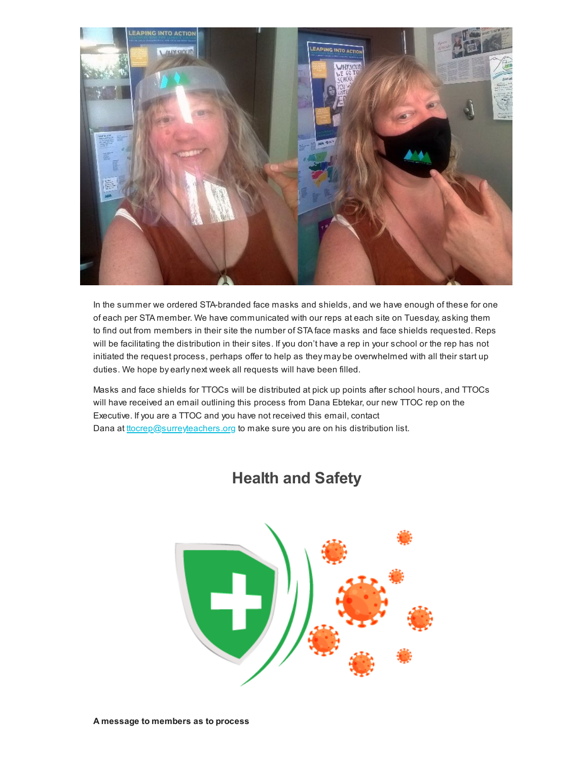In the summer we ordered STA-branded face masks and shields, and we have enough of these for one of each per STA member. We have communicated with our reps at each site on Tuesday, asking them to find out from members in their site the number of STA face masks and face shields requested. Reps will be facilitating the distribution in their sites. If you don't have a rep in your school or the rep has not initiated the request process, perhaps offer to help as they may be overwhelmed with all their start up duties. We hope by early next week all requests will have been filled.

Masks and face shields for TTOCs will be distributed at pick up points after school hours, and TTOCs will have received an email outlining this process from Dana Ebtekar, our new TTOC rep on the Executive. If you are a TTOC and you have not received this email, contact Dana at [ttocrep@surreyteachers.org](mailto:ttocrep@surreyteachers.org) to make sure you are on his distribution list.

## Health and Safety

**A message to members as to process**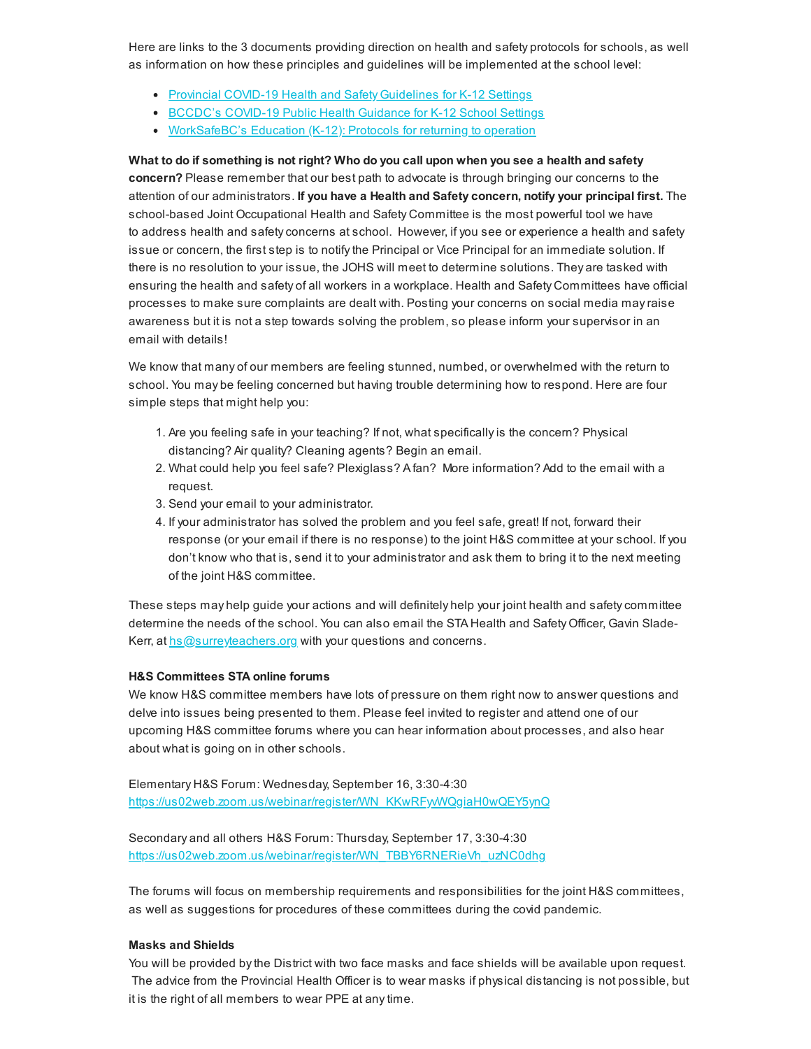Here are links to the 3 documents providing direction on health and safety protocols for schools, as well as information on how these principles and guidelines will be implemented at the school level:

- Provincial COVID-19 Health and Safety Guidelines for K-12 Settings
- BCCDC's COVID-19 Public Health Guidance for K-12 School Settings
- WorkSafeBC's Education (K-12): Protocols for returning to operation

**What to do if something is not right? Who do you call upon when you see a health and safety concern?** Please remember that our best path to advocate is through bringing our concerns to the attention of our administrators. **If you have a Health and Safety concern, notify your principal first.** The school-based Joint Occupational Health and Safety Committee is the most powerful tool we have to address health and safety concerns at school. However, if you see or experience a health and safety issue or concern, the first step is to notify the Principal or Vice Principal for an immediate solution. If there is no resolution to your issue, the JOHS will meet to determine solutions. They are tasked with ensuring the health and safety of all workers in a workplace. Health and Safety Committees have official processes to make sure complaints are dealt with. Posting your concerns on social media may raise awareness but it is not a step towards solving the problem, so please inform your supervisor in an email with details!

We know that many of our members are feeling stunned, numbed, or overwhelmed with the return to school. You may be feeling concerned but having trouble determining how to respond. Here are four simple steps that might help you:

1. Are you feeling safe in your teaching? If not, what specifically is the concern? Physical distancing? Air quality? Cleaning agents? Begin an email.
2. What could help you feel safe? Plexiglass? A fan? More information? Add to the email with a request.
3. Send your email to your administrator.
4. If your administrator has solved the problem and you feel safe, great! If not, forward their response (or your email if there is no response) to the joint H&S committee at your school. If you don't know who that is, send it to your administrator and ask them to bring it to the next meeting of the joint H&S committee.

These steps may help guide your actions and will definitely help your joint health and safety committee determine the needs of the school. You can also email the STA Health and Safety Officer, Gavin Slade-Kerr, at hs@surreyteachers.org with your questions and concerns.

**H&S Committees STA online forums**

We know H&S committee members have lots of pressure on them right now to answer questions and delve into issues being presented to them. Please feel invited to register and attend one of our upcoming H&S committee forums where you can hear information about processes, and also hear about what is going on in other schools.

Elementary H&S Forum: Wednesday, September 16, 3:30-4:30
https://us02web.zoom.us/webinar/register/WN_KKwRFywWQgiaH0wQEY5ynQ

Secondary and all others H&S Forum: Thursday, September 17, 3:30-4:30
https://us02web.zoom.us/webinar/register/WN_TBBY6RNERieVh_uzNC0dhg

The forums will focus on membership requirements and responsibilities for the joint H&S committees, as well as suggestions for procedures of these committees during the covid pandemic.

**Masks and Shields**

You will be provided by the District with two face masks and face shields will be available upon request. The advice from the Provincial Health Officer is to wear masks if physical distancing is not possible, but it is the right of all members to wear PPE at any time.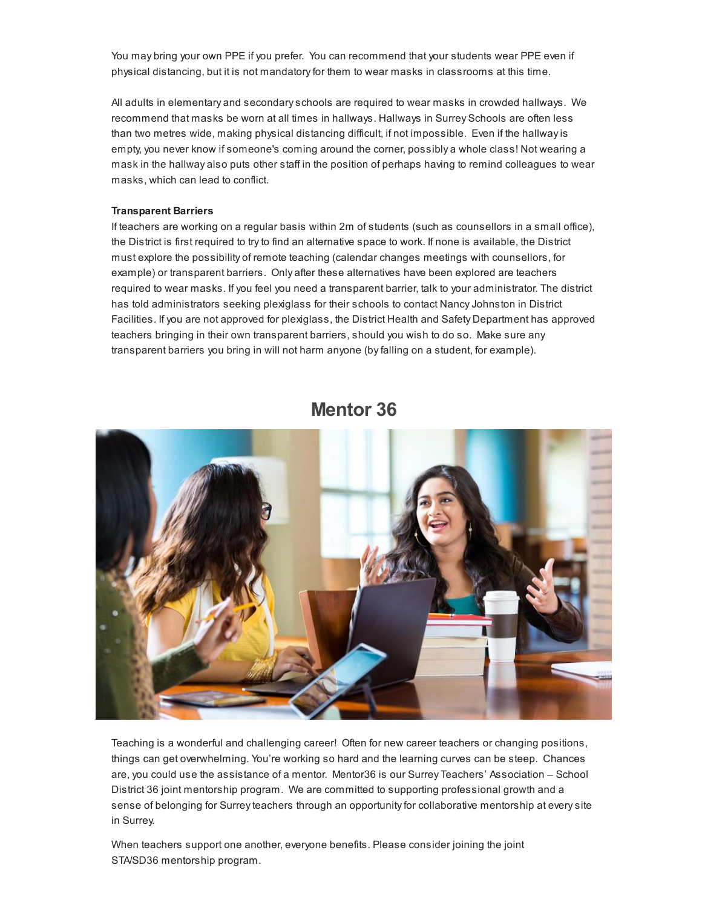You may bring your own PPE if you prefer. You can recommend that your students wear PPE even if physical distancing, but it is not mandatory for them to wear masks in classrooms at this time.

All adults in elementary and secondary schools are required to wear masks in crowded hallways. We recommend that masks be worn at all times in hallways. Hallways in Surrey Schools are often less than two metres wide, making physical distancing difficult, if not impossible. Even if the hallway is empty, you never know if someone's coming around the corner, possibly a whole class! Not wearing a mask in the hallway also puts other staff in the position of perhaps having to remind colleagues to wear masks, which can lead to conflict.

**Transparent Barriers**

If teachers are working on a regular basis within 2m of students (such as counsellors in a small office), the District is first required to try to find an alternative space to work. If none is available, the District must explore the possibility of remote teaching (calendar changes meetings with counsellors, for example) or transparent barriers. Only after these alternatives have been explored are teachers required to wear masks. If you feel you need a transparent barrier, talk to your administrator. The district has told administrators seeking plexiglass for their schools to contact Nancy Johnston in District Facilities. If you are not approved for plexiglass, the District Health and Safety Department has approved teachers bringing in their own transparent barriers, should you wish to do so. Make sure any transparent barriers you bring in will not harm anyone (by falling on a student, for example).

## Mentor 36

Teaching is a wonderful and challenging career! Often for new career teachers or changing positions, things can get overwhelming. You're working so hard and the learning curves can be steep. Chances are, you could use the assistance of a mentor. Mentor36 is our Surrey Teachers' Association – School District 36 joint mentorship program. We are committed to supporting professional growth and a sense of belonging for Surrey teachers through an opportunity for collaborative mentorship at every site in Surrey.

When teachers support one another, everyone benefits. Please consider joining the joint STA/SD36 mentorship program.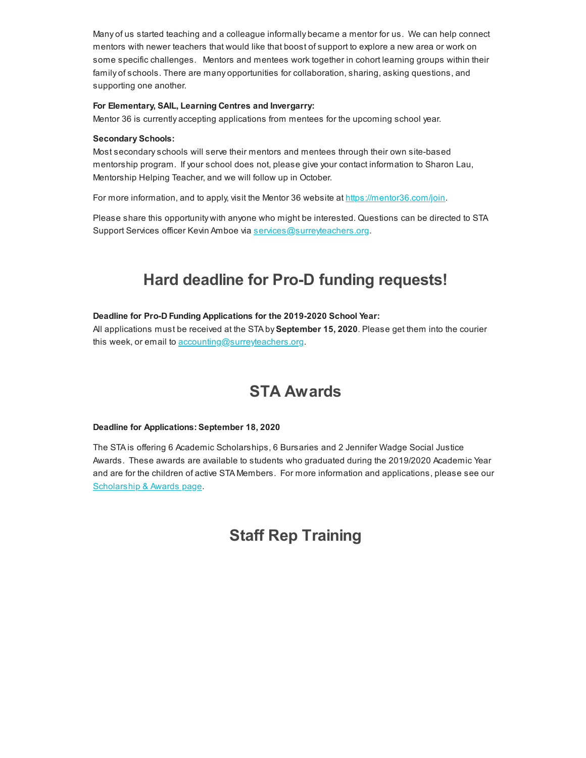Many of us started teaching and a colleague informally became a mentor for us. We can help connect mentors with newer teachers that would like that boost of support to explore a new area or work on some specific challenges. Mentors and mentees work together in cohort learning groups within their family of schools. There are many opportunities for collaboration, sharing, asking questions, and supporting one another.

**For Elementary, SAIL, Learning Centres and Invergarry:**
Mentor 36 is currently accepting applications from mentees for the upcoming school year.

**Secondary Schools:**
Most secondary schools will serve their mentors and mentees through their own site-based mentorship program. If your school does not, please give your contact information to Sharon Lau, Mentorship Helping Teacher, and we will follow up in October.

For more information, and to apply, visit the Mentor 36 website at [https://mentor36.com/join](https://mentor36.com/join).

Please share this opportunity with anyone who might be interested. Questions can be directed to STA Support Services officer Kevin Amboe via [services@surreyteachers.org](mailto:services@surreyteachers.org).

## Hard deadline for Pro-D funding requests!

**Deadline for Pro-D Funding Applications for the 2019-2020 School Year:**
All applications must be received at the STA by **September 15, 2020**. Please get them into the courier this week, or email to [accounting@surreyteachers.org](mailto:accounting@surreyteachers.org).

## STA Awards

**Deadline for Applications: September 18, 2020**

The STA is offering 6 Academic Scholarships, 6 Bursaries and 2 Jennifer Wadge Social Justice Awards. These awards are available to students who graduated during the 2019/2020 Academic Year and are for the children of active STA Members. For more information and applications, please see our [Scholarship & Awards page](#).

## Staff Rep Training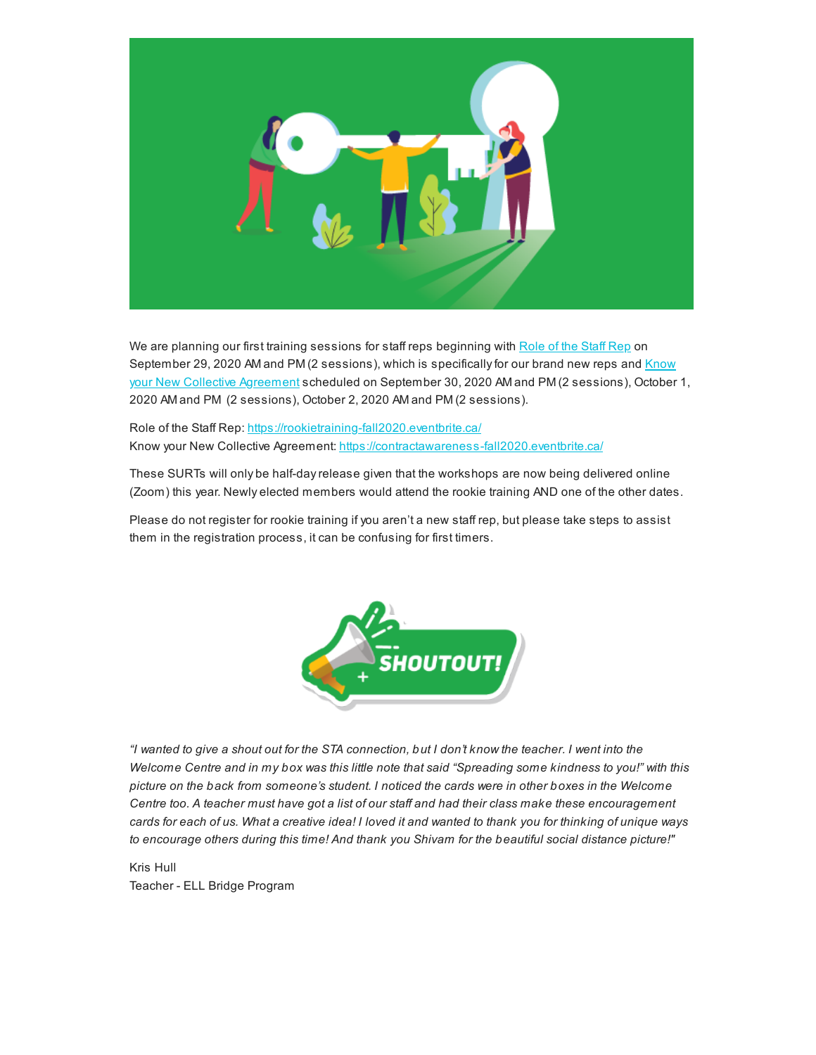We are planning our first training sessions for staff reps beginning with Role of the Staff Rep on September 29, 2020 AM and PM (2 sessions), which is specifically for our brand new reps and Know your New Collective Agreement scheduled on September 30, 2020 AM and PM (2 sessions), October 1, 2020 AM and PM (2 sessions), October 2, 2020 AM and PM (2 sessions).

Role of the Staff Rep: https://rookietraining-fall2020.eventbrite.ca/
Know your New Collective Agreement: https://contractawareness-fall2020.eventbrite.ca/

These SURTs will only be half-day release given that the workshops are now being delivered online (Zoom) this year. Newly elected members would attend the rookie training AND one of the other dates.

Please do not register for rookie training if you aren't a new staff rep, but please take steps to assist them in the registration process, it can be confusing for first timers.

SHOUTOUT!

*"I wanted to give a shout out for the STA connection, but I don't know the teacher. I went into the Welcome Centre and in my box was this little note that said "Spreading some kindness to you!" with this picture on the back from someone's student. I noticed the cards were in other boxes in the Welcome Centre too. A teacher must have got a list of our staff and had their class make these encouragement cards for each of us. What a creative idea! I loved it and wanted to thank you for thinking of unique ways to encourage others during this time! And thank you Shivam for the beautiful social distance picture!"*

Kris Hull
Teacher - ELL Bridge Program